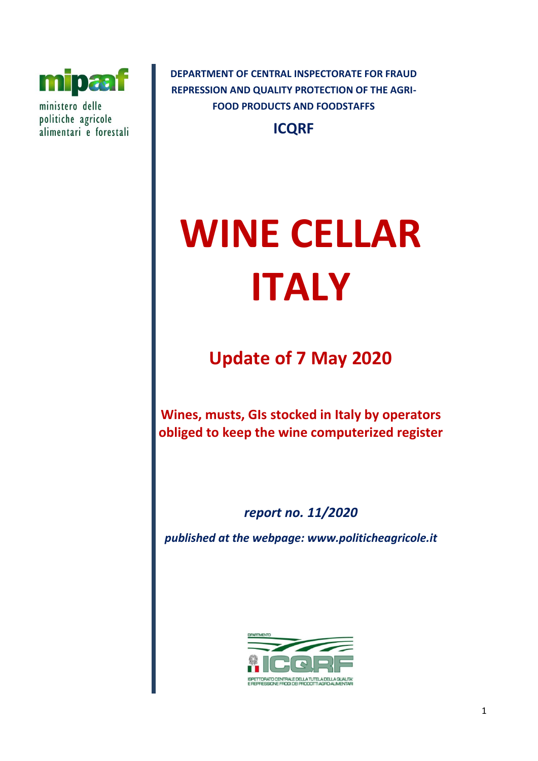mipaaf

ministero delle politiche agricole alimentari e forestali

**DEPARTMENT OF CENTRAL INSPECTORATE FOR FRAUD REPRESSION AND QUALITY PROTECTION OF THE AGRI-FOOD PRODUCTS AND FOODSTAFFS**

**ICQRF**

# WINE CELLAR ITALY

## Update of 7 May 2020

**Wines, musts, GIs stocked in Italy by operators obliged to keep the wine computerized register**

***report no. 11/2020***

***published at the webpage: www.politicheagricole.it***

DIPARTIMENTO ICQRF ISPETTORATO CENTRALE DELLA TUTELA DELLA QUALITA' E REPRESSIONE FRODI DEI PRODOTTI AGRO-ALIMENTARI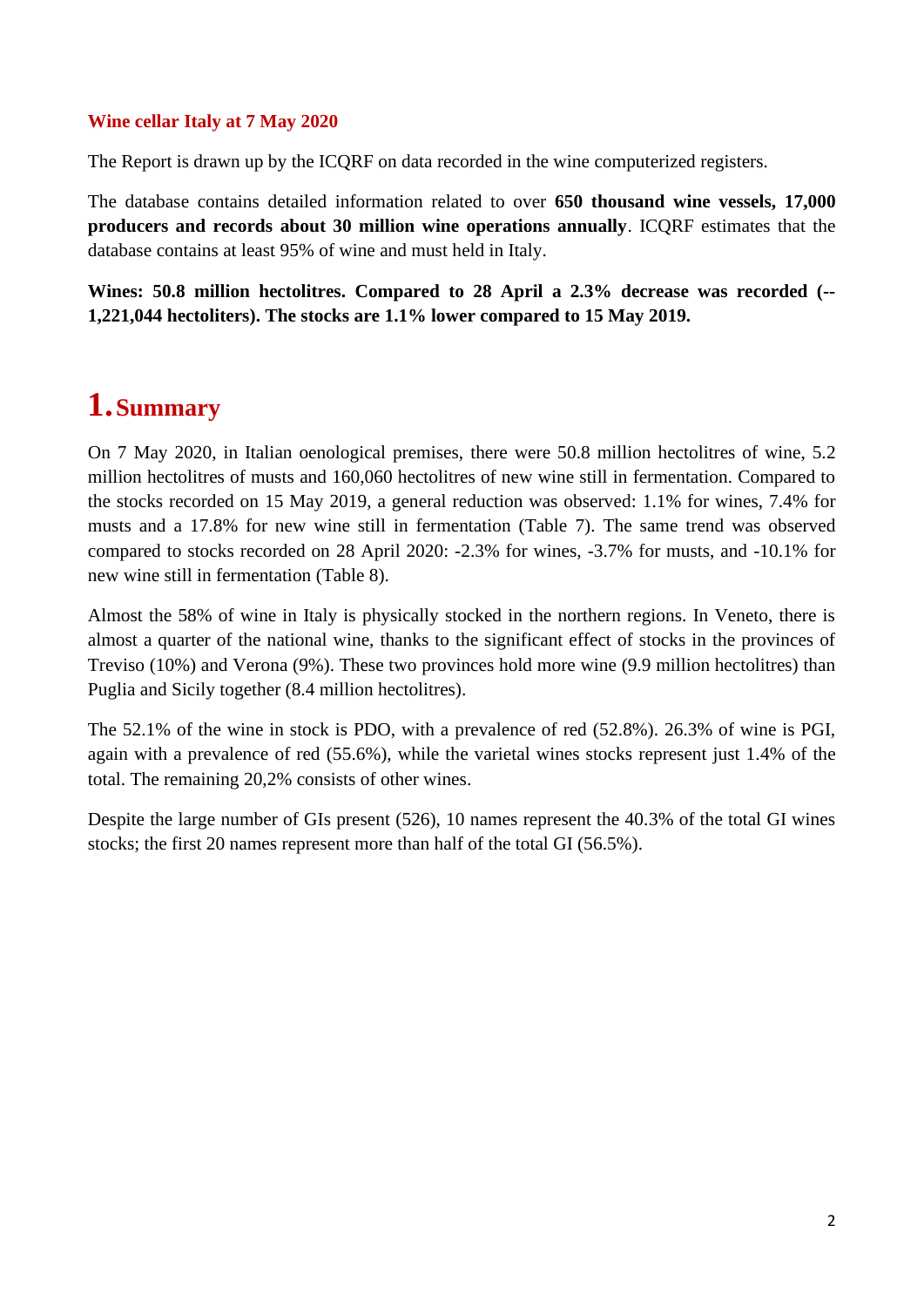**Wine cellar Italy at 7 May 2020**

The Report is drawn up by the ICQRF on data recorded in the wine computerized registers.

The database contains detailed information related to over **650 thousand wine vessels, 17,000 producers and records about 30 million wine operations annually**. ICQRF estimates that the database contains at least 95% of wine and must held in Italy.

**Wines: 50.8 million hectolitres. Compared to 28 April a 2.3% decrease was recorded (-- 1,221,044 hectoliters). The stocks are 1.1% lower compared to 15 May 2019.**

# 1. Summary

On 7 May 2020, in Italian oenological premises, there were 50.8 million hectolitres of wine, 5.2 million hectolitres of musts and 160,060 hectolitres of new wine still in fermentation. Compared to the stocks recorded on 15 May 2019, a general reduction was observed: 1.1% for wines, 7.4% for musts and a 17.8% for new wine still in fermentation (Table 7). The same trend was observed compared to stocks recorded on 28 April 2020: -2.3% for wines, -3.7% for musts, and -10.1% for new wine still in fermentation (Table 8).

Almost the 58% of wine in Italy is physically stocked in the northern regions. In Veneto, there is almost a quarter of the national wine, thanks to the significant effect of stocks in the provinces of Treviso (10%) and Verona (9%). These two provinces hold more wine (9.9 million hectolitres) than Puglia and Sicily together (8.4 million hectolitres).

The 52.1% of the wine in stock is PDO, with a prevalence of red (52.8%). 26.3% of wine is PGI, again with a prevalence of red (55.6%), while the varietal wines stocks represent just 1.4% of the total. The remaining 20,2% consists of other wines.

Despite the large number of GIs present (526), 10 names represent the 40.3% of the total GI wines stocks; the first 20 names represent more than half of the total GI (56.5%).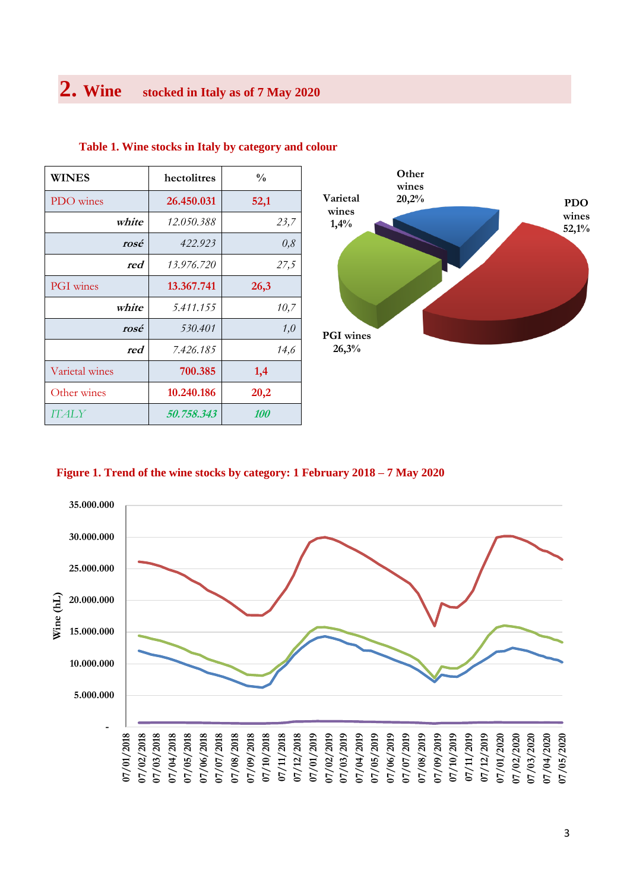## 2. Wine stocked in Italy as of 7 May 2020

**Table 1. Wine stocks in Italy by category and colour**

| WINES | hectolitres | % |
|---|---|---|
| PDO wines | **26.450.031** | **52,1** |
| *white* | *12.050.388* | *23,7* |
| *rosé* | *422.923* | *0,8* |
| *red* | *13.976.720* | *27,5* |
| PGI wines | **13.367.741** | **26,3** |
| *white* | *5.411.155* | *10,7* |
| *rosé* | *530.401* | *1,0* |
| *red* | *7.426.185* | *14,6* |
| Varietal wines | **700.385** | **1,4** |
| Other wines | **10.240.186** | **20,2** |
| *ITALY* | ***50.758.343*** | ***100*** |

**Figure 1. Trend of the wine stocks by category: 1 February 2018 – 7 May 2020**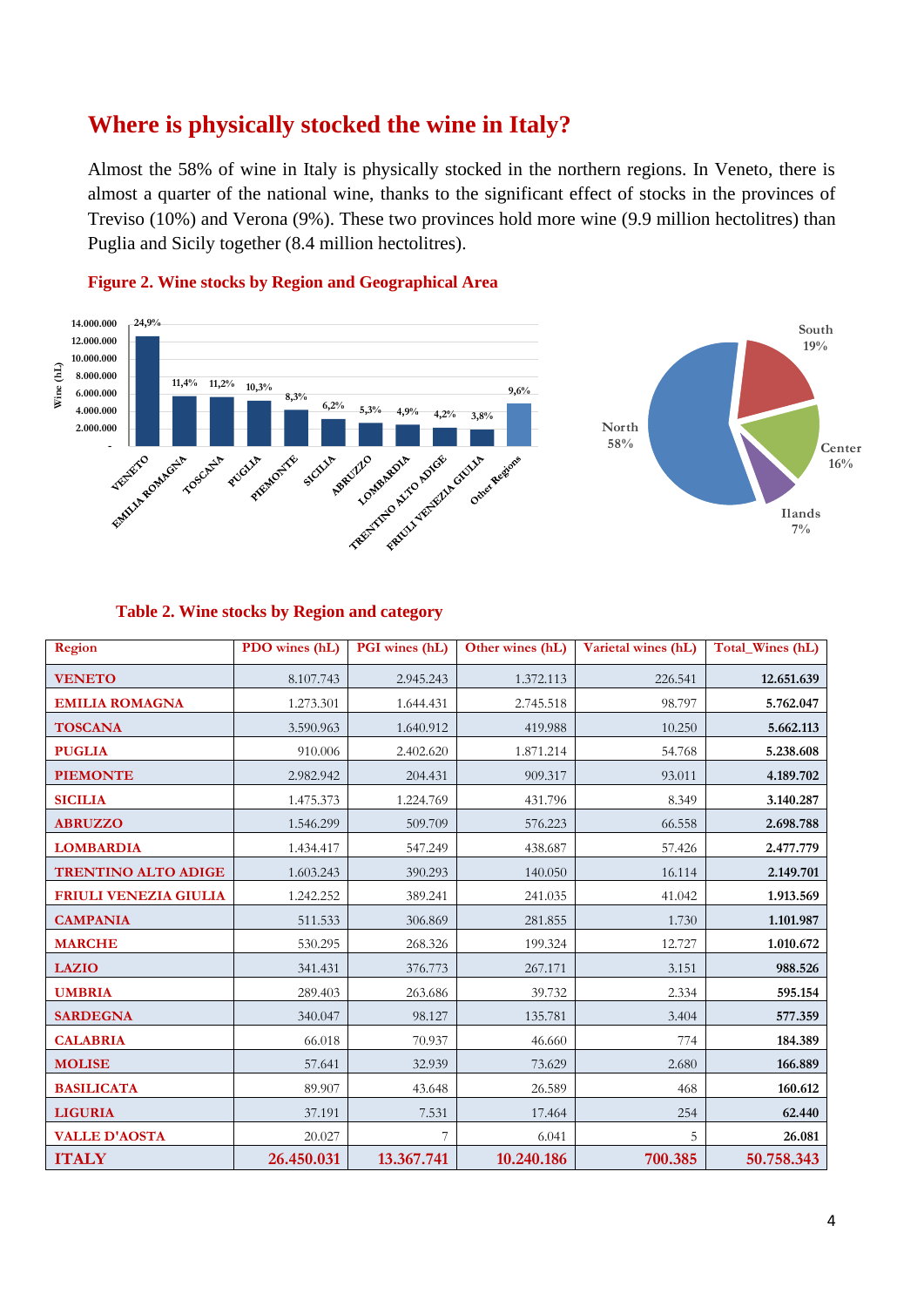## Where is physically stocked the wine in Italy?

Almost the 58% of wine in Italy is physically stocked in the northern regions. In Veneto, there is almost a quarter of the national wine, thanks to the significant effect of stocks in the provinces of Treviso (10%) and Verona (9%). These two provinces hold more wine (9.9 million hectolitres) than Puglia and Sicily together (8.4 million hectolitres).

**Figure 2. Wine stocks by Region and Geographical Area**

**Table 2. Wine stocks by Region and category**

| Region | PDO wines (hL) | PGI wines (hL) | Other wines (hL) | Varietal wines (hL) | Total_Wines (hL) |
|---|---|---|---|---|---|
| VENETO | 8.107.743 | 2.945.243 | 1.372.113 | 226.541 | **12.651.639** |
| EMILIA ROMAGNA | 1.273.301 | 1.644.431 | 2.745.518 | 98.797 | **5.762.047** |
| TOSCANA | 3.590.963 | 1.640.912 | 419.988 | 10.250 | **5.662.113** |
| PUGLIA | 910.006 | 2.402.620 | 1.871.214 | 54.768 | **5.238.608** |
| PIEMONTE | 2.982.942 | 204.431 | 909.317 | 93.011 | **4.189.702** |
| SICILIA | 1.475.373 | 1.224.769 | 431.796 | 8.349 | **3.140.287** |
| ABRUZZO | 1.546.299 | 509.709 | 576.223 | 66.558 | **2.698.788** |
| LOMBARDIA | 1.434.417 | 547.249 | 438.687 | 57.426 | **2.477.779** |
| TRENTINO ALTO ADIGE | 1.603.243 | 390.293 | 140.050 | 16.114 | **2.149.701** |
| FRIULI VENEZIA GIULIA | 1.242.252 | 389.241 | 241.035 | 41.042 | **1.913.569** |
| CAMPANIA | 511.533 | 306.869 | 281.855 | 1.730 | **1.101.987** |
| MARCHE | 530.295 | 268.326 | 199.324 | 12.727 | **1.010.672** |
| LAZIO | 341.431 | 376.773 | 267.171 | 3.151 | **988.526** |
| UMBRIA | 289.403 | 263.686 | 39.732 | 2.334 | **595.154** |
| SARDEGNA | 340.047 | 98.127 | 135.781 | 3.404 | **577.359** |
| CALABRIA | 66.018 | 70.937 | 46.660 | 774 | **184.389** |
| MOLISE | 57.641 | 32.939 | 73.629 | 2.680 | **166.889** |
| BASILICATA | 89.907 | 43.648 | 26.589 | 468 | **160.612** |
| LIGURIA | 37.191 | 7.531 | 17.464 | 254 | **62.440** |
| VALLE D'AOSTA | 20.027 | 7 | 6.041 | 5 | **26.081** |
| **ITALY** | **26.450.031** | **13.367.741** | **10.240.186** | **700.385** | **50.758.343** |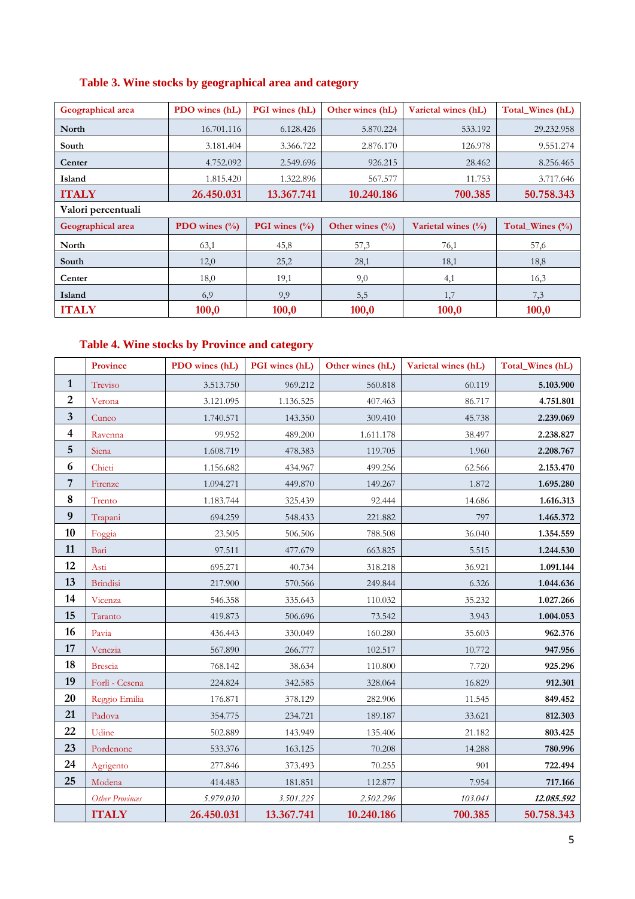### Table 3. Wine stocks by geographical area and category

| Geographical area | PDO wines (hL) | PGI wines (hL) | Other wines (hL) | Varietal wines (hL) | Total_Wines (hL) |
|---|---|---|---|---|---|
| **North** | 16.701.116 | 6.128.426 | 5.870.224 | 533.192 | 29.232.958 |
| **South** | 3.181.404 | 3.366.722 | 2.876.170 | 126.978 | 9.551.274 |
| **Center** | 4.752.092 | 2.549.696 | 926.215 | 28.462 | 8.256.465 |
| **Island** | 1.815.420 | 1.322.896 | 567.577 | 11.753 | 3.717.646 |
| **ITALY** | **26.450.031** | **13.367.741** | **10.240.186** | **700.385** | **50.758.343** |
| **Valori percentuali** | | | | | |
| **Geographical area** | **PDO wines (%)** | **PGI wines (%)** | **Other wines (%)** | **Varietal wines (%)** | **Total_Wines (%)** |
| **North** | 63,1 | 45,8 | 57,3 | 76,1 | 57,6 |
| **South** | 12,0 | 25,2 | 28,1 | 18,1 | 18,8 |
| **Center** | 18,0 | 19,1 | 9,0 | 4,1 | 16,3 |
| **Island** | 6,9 | 9,9 | 5,5 | 1,7 | 7,3 |
| **ITALY** | **100,0** | **100,0** | **100,0** | **100,0** | **100,0** |

### Table 4. Wine stocks by Province and category

| | Province | PDO wines (hL) | PGI wines (hL) | Other wines (hL) | Varietal wines (hL) | Total_Wines (hL) |
|---|---|---|---|---|---|---|
| **1** | Treviso | 3.513.750 | 969.212 | 560.818 | 60.119 | **5.103.900** |
| **2** | Verona | 3.121.095 | 1.136.525 | 407.463 | 86.717 | **4.751.801** |
| **3** | Cuneo | 1.740.571 | 143.350 | 309.410 | 45.738 | **2.239.069** |
| **4** | Ravenna | 99.952 | 489.200 | 1.611.178 | 38.497 | **2.238.827** |
| **5** | Siena | 1.608.719 | 478.383 | 119.705 | 1.960 | **2.208.767** |
| **6** | Chieti | 1.156.682 | 434.967 | 499.256 | 62.566 | **2.153.470** |
| **7** | Firenze | 1.094.271 | 449.870 | 149.267 | 1.872 | **1.695.280** |
| **8** | Trento | 1.183.744 | 325.439 | 92.444 | 14.686 | **1.616.313** |
| **9** | Trapani | 694.259 | 548.433 | 221.882 | 797 | **1.465.372** |
| **10** | Foggia | 23.505 | 506.506 | 788.508 | 36.040 | **1.354.559** |
| **11** | Bari | 97.511 | 477.679 | 663.825 | 5.515 | **1.244.530** |
| **12** | Asti | 695.271 | 40.734 | 318.218 | 36.921 | **1.091.144** |
| **13** | Brindisi | 217.900 | 570.566 | 249.844 | 6.326 | **1.044.636** |
| **14** | Vicenza | 546.358 | 335.643 | 110.032 | 35.232 | **1.027.266** |
| **15** | Taranto | 419.873 | 506.696 | 73.542 | 3.943 | **1.004.053** |
| **16** | Pavia | 436.443 | 330.049 | 160.280 | 35.603 | **962.376** |
| **17** | Venezia | 567.890 | 266.777 | 102.517 | 10.772 | **947.956** |
| **18** | Brescia | 768.142 | 38.634 | 110.800 | 7.720 | **925.296** |
| **19** | Forlì - Cesena | 224.824 | 342.585 | 328.064 | 16.829 | **912.301** |
| **20** | Reggio Emilia | 176.871 | 378.129 | 282.906 | 11.545 | **849.452** |
| **21** | Padova | 354.775 | 234.721 | 189.187 | 33.621 | **812.303** |
| **22** | Udine | 502.889 | 143.949 | 135.406 | 21.182 | **803.425** |
| **23** | Pordenone | 533.376 | 163.125 | 70.208 | 14.288 | **780.996** |
| **24** | Agrigento | 277.846 | 373.493 | 70.255 | 901 | **722.494** |
| **25** | Modena | 414.483 | 181.851 | 112.877 | 7.954 | **717.166** |
| | *Other Provinces* | *5.979.030* | *3.501.225* | *2.502.296* | *103.041* | ***12.085.592*** |
| | **ITALY** | **26.450.031** | **13.367.741** | **10.240.186** | **700.385** | **50.758.343** |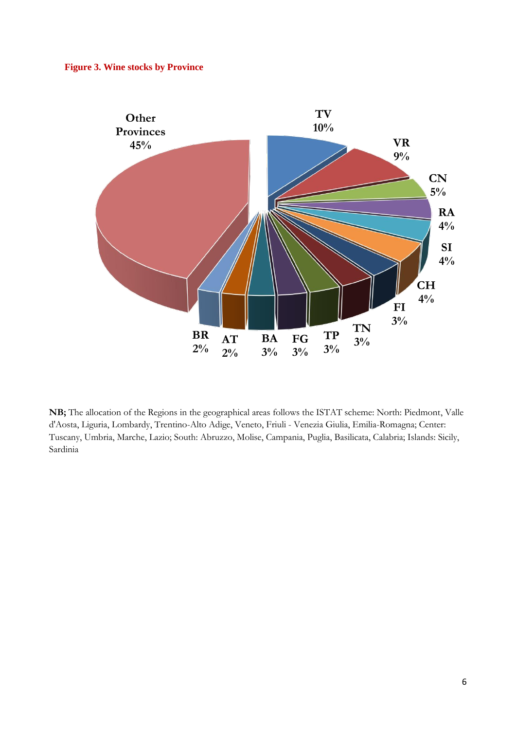**Figure 3. Wine stocks by Province**

| Province | Share |
|---|---|
| TV | 10% |
| VR | 9% |
| CN | 5% |
| RA | 4% |
| SI | 4% |
| CH | 4% |
| FI | 3% |
| TN | 3% |
| TP | 3% |
| FG | 3% |
| BA | 3% |
| AT | 2% |
| BR | 2% |
| Other Provinces | 45% |

**NB;** The allocation of the Regions in the geographical areas follows the ISTAT scheme: North: Piedmont, Valle d'Aosta, Liguria, Lombardy, Trentino-Alto Adige, Veneto, Friuli - Venezia Giulia, Emilia-Romagna; Center: Tuscany, Umbria, Marche, Lazio; South: Abruzzo, Molise, Campania, Puglia, Basilicata, Calabria; Islands: Sicily, Sardinia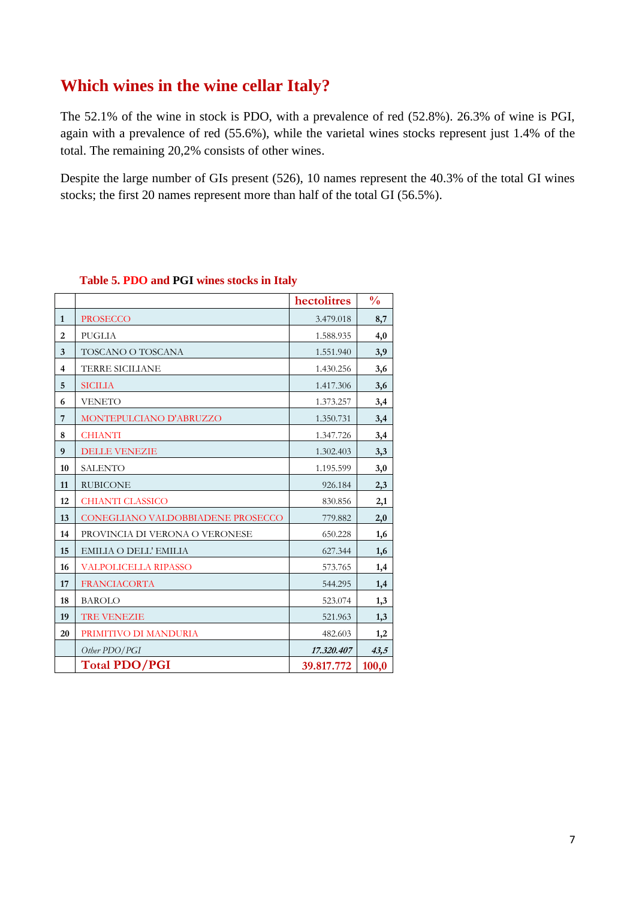## Which wines in the wine cellar Italy?

The 52.1% of the wine in stock is PDO, with a prevalence of red (52.8%). 26.3% of wine is PGI, again with a prevalence of red (55.6%), while the varietal wines stocks represent just 1.4% of the total. The remaining 20,2% consists of other wines.

Despite the large number of GIs present (526), 10 names represent the 40.3% of the total GI wines stocks; the first 20 names represent more than half of the total GI (56.5%).

**Table 5. PDO and PGI wines stocks in Italy**

| | | hectolitres | % |
|---|---|---|---|
| **1** | PROSECCO | 3.479.018 | **8,7** |
| **2** | PUGLIA | 1.588.935 | **4,0** |
| **3** | TOSCANO O TOSCANA | 1.551.940 | **3,9** |
| **4** | TERRE SICILIANE | 1.430.256 | **3,6** |
| **5** | SICILIA | 1.417.306 | **3,6** |
| **6** | VENETO | 1.373.257 | **3,4** |
| **7** | MONTEPULCIANO D'ABRUZZO | 1.350.731 | **3,4** |
| **8** | CHIANTI | 1.347.726 | **3,4** |
| **9** | DELLE VENEZIE | 1.302.403 | **3,3** |
| **10** | SALENTO | 1.195.599 | **3,0** |
| **11** | RUBICONE | 926.184 | **2,3** |
| **12** | CHIANTI CLASSICO | 830.856 | **2,1** |
| **13** | CONEGLIANO VALDOBBIADENE PROSECCO | 779.882 | **2,0** |
| **14** | PROVINCIA DI VERONA O VERONESE | 650.228 | **1,6** |
| **15** | EMILIA O DELL' EMILIA | 627.344 | **1,6** |
| **16** | VALPOLICELLA RIPASSO | 573.765 | **1,4** |
| **17** | FRANCIACORTA | 544.295 | **1,4** |
| **18** | BAROLO | 523.074 | **1,3** |
| **19** | TRE VENEZIE | 521.963 | **1,3** |
| **20** | PRIMITIVO DI MANDURIA | 482.603 | **1,2** |
| | *Other PDO/PGI* | ***17.320.407*** | ***43,5*** |
| | **Total PDO/PGI** | **39.817.772** | **100,0** |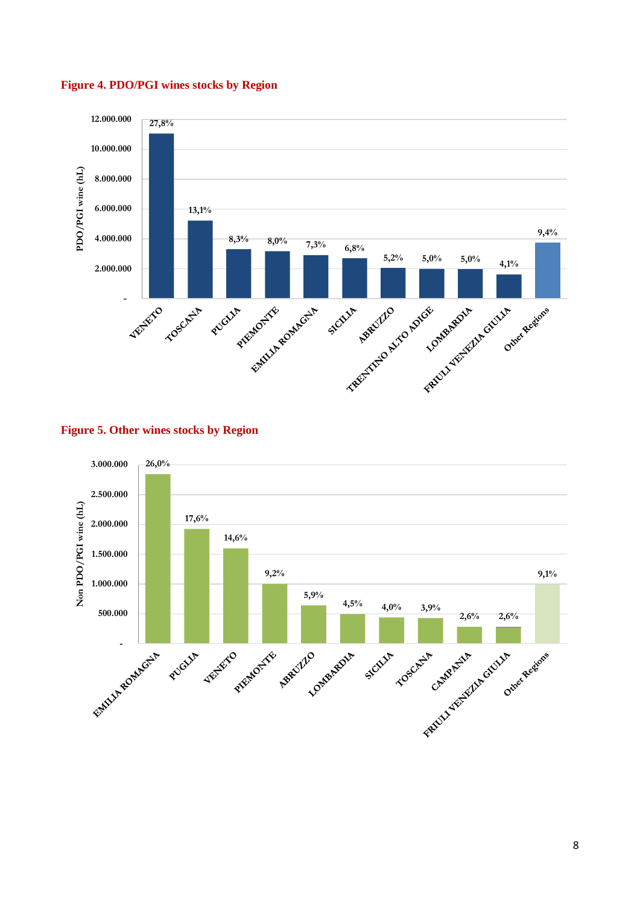**Figure 4. PDO/PGI wines stocks by Region**

| Region | Share |
|---|---|
| VENETO | 27,8% |
| TOSCANA | 13,1% |
| PUGLIA | 8,3% |
| PIEMONTE | 8,0% |
| EMILIA ROMAGNA | 7,3% |
| SICILIA | 6,8% |
| ABRUZZO | 5,2% |
| TRENTINO ALTO ADIGE | 5,0% |
| LOMBARDIA | 5,0% |
| FRIULI VENEZIA GIULIA | 4,1% |
| Other Regions | 9,4% |

**Figure 5. Other wines stocks by Region**

| Region | Share |
|---|---|
| EMILIA ROMAGNA | 26,0% |
| PUGLIA | 17,6% |
| VENETO | 14,6% |
| PIEMONTE | 9,2% |
| ABRUZZO | 5,9% |
| LOMBARDIA | 4,5% |
| SICILIA | 4,0% |
| TOSCANA | 3,9% |
| CAMPANIA | 2,6% |
| FRIULI VENEZIA GIULIA | 2,6% |
| Other Regions | 9,1% |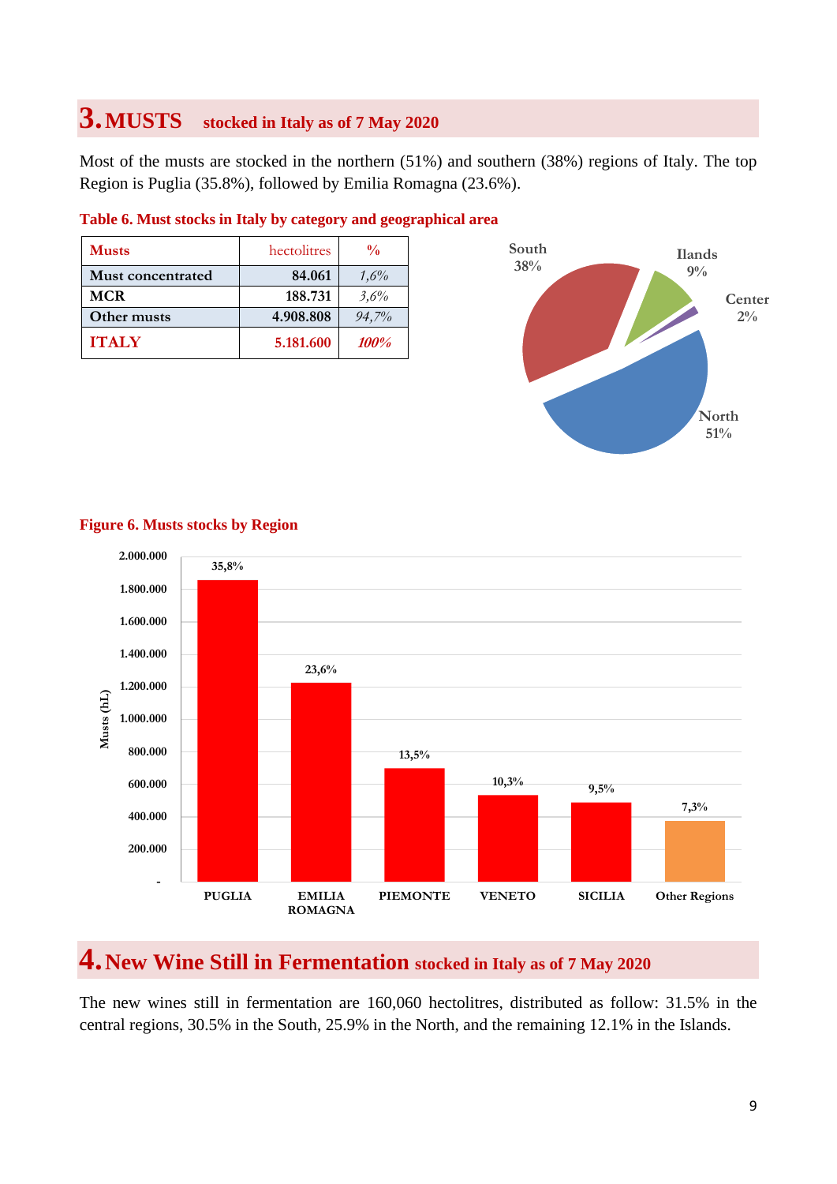## 3. MUSTS stocked in Italy as of 7 May 2020

Most of the musts are stocked in the northern (51%) and southern (38%) regions of Italy. The top Region is Puglia (35.8%), followed by Emilia Romagna (23.6%).

**Table 6. Must stocks in Italy by category and geographical area**

| Musts | hectolitres | % |
|---|---|---|
| Must concentrated | 84.061 | *1,6%* |
| MCR | 188.731 | *3,6%* |
| Other musts | 4.908.808 | *94,7%* |
| **ITALY** | **5.181.600** | ***100%*** |

**Figure 6. Musts stocks by Region**

## 4. New Wine Still in Fermentation stocked in Italy as of 7 May 2020

The new wines still in fermentation are 160,060 hectolitres, distributed as follow: 31.5% in the central regions, 30.5% in the South, 25.9% in the North, and the remaining 12.1% in the Islands.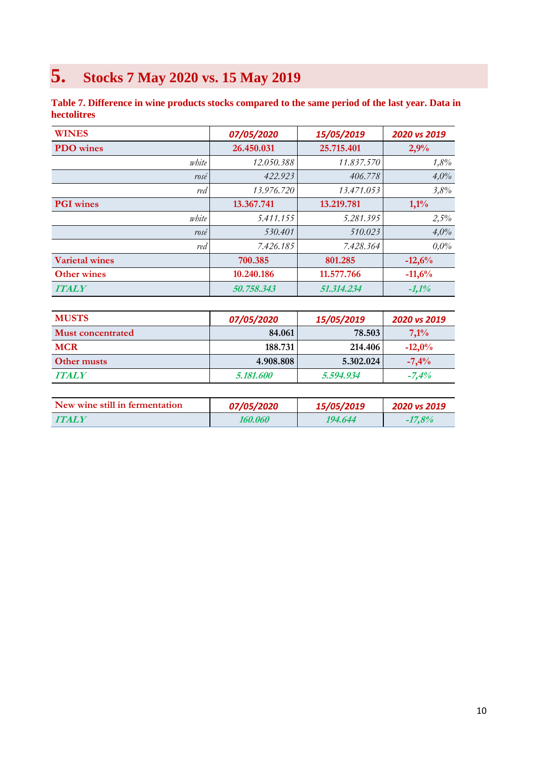## 5. Stocks 7 May 2020 vs. 15 May 2019

**Table 7. Difference in wine products stocks compared to the same period of the last year. Data in hectolitres**

| WINES | *07/05/2020* | *15/05/2019* | *2020 vs 2019* |
|---|---|---|---|
| PDO wines | 26.450.031 | 25.715.401 | 2,9% |
| *white* | *12.050.388* | *11.837.570* | *1,8%* |
| *rosé* | *422.923* | *406.778* | *4,0%* |
| *red* | *13.976.720* | *13.471.053* | *3,8%* |
| PGI wines | 13.367.741 | 13.219.781 | 1,1% |
| *white* | *5.411.155* | *5.281.395* | *2,5%* |
| *rosé* | *530.401* | *510.023* | *4,0%* |
| *red* | *7.426.185* | *7.428.364* | *0,0%* |
| Varietal wines | 700.385 | 801.285 | -12,6% |
| Other wines | 10.240.186 | 11.577.766 | -11,6% |
| ***ITALY*** | ***50.758.343*** | ***51.314.234*** | ***-1,1%*** |

| MUSTS | *07/05/2020* | *15/05/2019* | *2020 vs 2019* |
|---|---|---|---|
| Must concentrated | 84.061 | 78.503 | 7,1% |
| MCR | 188.731 | 214.406 | -12,0% |
| Other musts | 4.908.808 | 5.302.024 | -7,4% |
| ***ITALY*** | ***5.181.600*** | ***5.594.934*** | ***-7,4%*** |

| New wine still in fermentation | *07/05/2020* | *15/05/2019* | *2020 vs 2019* |
|---|---|---|---|
| ***ITALY*** | ***160.060*** | ***194.644*** | ***-17,8%*** |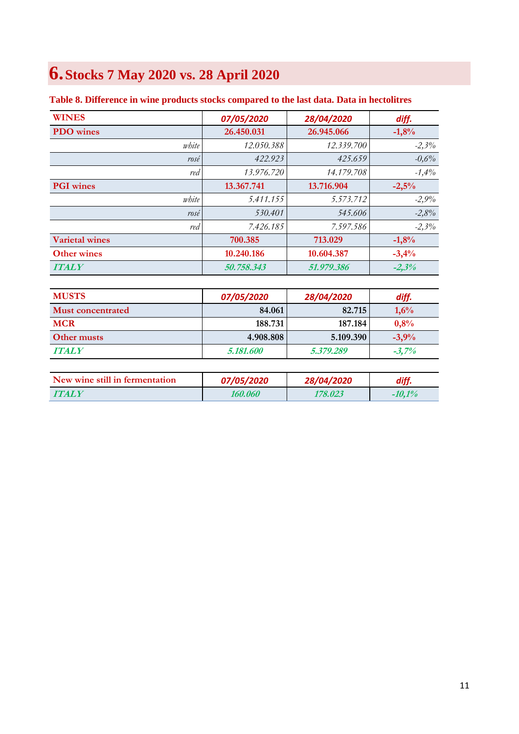# 6. Stocks 7 May 2020 vs. 28 April 2020

**Table 8. Difference in wine products stocks compared to the last data. Data in hectolitres**

| WINES | *07/05/2020* | *28/04/2020* | *diff.* |
|---|---|---|---|
| **PDO wines** | **26.450.031** | **26.945.066** | **-1,8%** |
| *white* | *12.050.388* | *12.339.700* | *-2,3%* |
| *rosé* | *422.923* | *425.659* | *-0,6%* |
| *red* | *13.976.720* | *14.179.708* | *-1,4%* |
| **PGI wines** | **13.367.741** | **13.716.904** | **-2,5%** |
| *white* | *5.411.155* | *5.573.712* | *-2,9%* |
| *rosé* | *530.401* | *545.606* | *-2,8%* |
| *red* | *7.426.185* | *7.597.586* | *-2,3%* |
| **Varietal wines** | **700.385** | **713.029** | **-1,8%** |
| **Other wines** | **10.240.186** | **10.604.387** | **-3,4%** |
| ***ITALY*** | ***50.758.343*** | ***51.979.386*** | ***-2,3%*** |

| MUSTS | *07/05/2020* | *28/04/2020* | *diff.* |
|---|---|---|---|
| **Must concentrated** | **84.061** | **82.715** | **1,6%** |
| **MCR** | **188.731** | **187.184** | **0,8%** |
| **Other musts** | **4.908.808** | **5.109.390** | **-3,9%** |
| ***ITALY*** | ***5.181.600*** | ***5.379.289*** | ***-3,7%*** |

| New wine still in fermentation | *07/05/2020* | *28/04/2020* | *diff.* |
|---|---|---|---|
| ***ITALY*** | ***160.060*** | ***178.023*** | ***-10,1%*** |